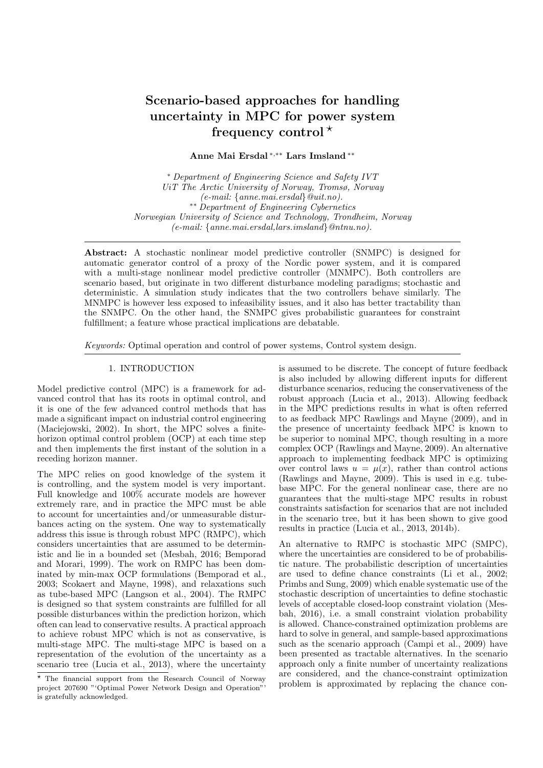# Scenario-based approaches for handling uncertainty in MPC for power system frequency control ⋆

**Anne Mai Ersdal** [\*,\*\*] **Lars Imsland** [\*\*]

[\*] *Department of Engineering Science and Safety IVT UiT The Arctic University of Norway, Tromsø, Norway (e-mail: {anne.mai.ersdal}@uit.no).*

[\*\*] *Department of Engineering Cybernetics Norwegian University of Science and Technology, Trondheim, Norway (e-mail: {anne.mai.ersdal,lars.imsland}@ntnu.no).*

---

**Abstract:** A stochastic nonlinear model predictive controller (SNMPC) is designed for automatic generator control of a proxy of the Nordic power system, and it is compared with a multi-stage nonlinear model predictive controller (MNMPC). Both controllers are scenario based, but originate in two different disturbance modeling paradigms; stochastic and deterministic. A simulation study indicates that the two controllers behave similarly. The MNMPC is however less exposed to infeasibility issues, and it also has better tractability than the SNMPC. On the other hand, the SNMPC gives probabilistic guarantees for constraint fulfillment; a feature whose practical implications are debatable.

*Keywords:* Optimal operation and control of power systems, Control system design.

---

## 1. INTRODUCTION

Model predictive control (MPC) is a framework for advanced control that has its roots in optimal control, and it is one of the few advanced control methods that has made a significant impact on industrial control engineering (Maciejowski, 2002). In short, the MPC solves a finite-horizon optimal control problem (OCP) at each time step and then implements the first instant of the solution in a receding horizon manner.

The MPC relies on good knowledge of the system it is controlling, and the system model is very important. Full knowledge and 100% accurate models are however extremely rare, and in practice the MPC must be able to account for uncertainties and/or unmeasurable disturbances acting on the system. One way to systematically address this issue is through robust MPC (RMPC), which considers uncertainties that are assumed to be deterministic and lie in a bounded set (Mesbah, 2016; Bemporad and Morari, 1999). The work on RMPC has been dominated by min-max OCP formulations (Bemporad et al., 2003; Scokaert and Mayne, 1998), and relaxations such as tube-based MPC (Langson et al., 2004). The RMPC is designed so that system constraints are fulfilled for all possible disturbances within the prediction horizon, which often can lead to conservative results. A practical approach to achieve robust MPC which is not as conservative, is multi-stage MPC. The multi-stage MPC is based on a representation of the evolution of the uncertainty as a scenario tree (Lucia et al., 2013), where the uncertainty is assumed to be discrete. The concept of future feedback is also included by allowing different inputs for different disturbance scenarios, reducing the conservativeness of the robust approach (Lucia et al., 2013). Allowing feedback in the MPC predictions results in what is often referred to as feedback MPC Rawlings and Mayne (2009), and in the presence of uncertainty feedback MPC is known to be superior to nominal MPC, though resulting in a more complex OCP (Rawlings and Mayne, 2009). An alternative approach to implementing feedback MPC is optimizing over control laws $u = \mu(x)$, rather than control actions (Rawlings and Mayne, 2009). This is used in e.g. tube-base MPC. For the general nonlinear case, there are no guarantees that the multi-stage MPC results in robust constraints satisfaction for scenarios that are not included in the scenario tree, but it has been shown to give good results in practice (Lucia et al., 2013, 2014b).

An alternative to RMPC is stochastic MPC (SMPC), where the uncertainties are considered to be of probabilistic nature. The probabilistic description of uncertainties are used to define chance constraints (Li et al., 2002; Primbs and Sung, 2009) which enable systematic use of the stochastic description of uncertainties to define stochastic levels of acceptable closed-loop constraint violation (Mesbah, 2016), i.e. a small constraint violation probability is allowed. Chance-constrained optimization problems are hard to solve in general, and sample-based approximations such as the scenario approach (Campi et al., 2009) have been presented as tractable alternatives. In the scenario approach only a finite number of uncertainty realizations are considered, and the chance-constraint optimization problem is approximated by replacing the chance con-

---

⋆ The financial support from the Research Council of Norway project 207690 "'Optimal Power Network Design and Operation"' is gratefully acknowledged.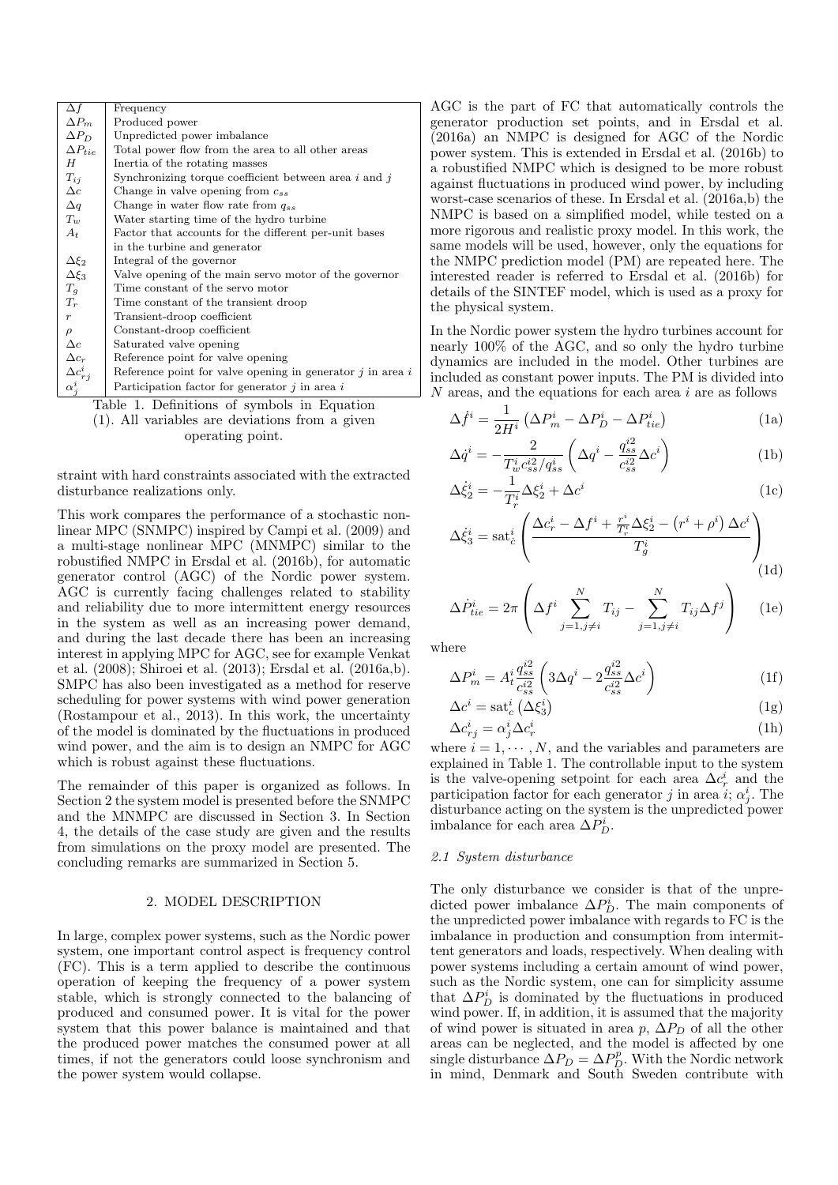| Symbol | Definition |
|---|---|
| $\Delta f$ | Frequency |
| $\Delta P_m$ | Produced power |
| $\Delta P_D$ | Unpredicted power imbalance |
| $\Delta P_{tie}$ | Total power flow from the area to all other areas |
| $H$ | Inertia of the rotating masses |
| $T_{ij}$ | Synchronizing torque coefficient between area $i$ and $j$ |
| $\Delta c$ | Change in valve opening from $c_{ss}$ |
| $\Delta q$ | Change in water flow rate from $q_{ss}$ |
| $T_w$ | Water starting time of the hydro turbine |
| $A_t$ | Factor that accounts for the different per-unit bases in the turbine and generator |
| $\Delta \xi_2$ | Integral of the governor |
| $\Delta \xi_3$ | Valve opening of the main servo motor of the governor |
| $T_g$ | Time constant of the servo motor |
| $T_r$ | Time constant of the transient droop |
| $r$ | Transient-droop coefficient |
| $\rho$ | Constant-droop coefficient |
| $\Delta c$ | Saturated valve opening |
| $\Delta c_r$ | Reference point for valve opening |
| $\Delta c^i_{rj}$ | Reference point for valve opening in generator $j$ in area $i$ |
| $\alpha^i_j$ | Participation factor for generator $j$ in area $i$ |

Table 1. Definitions of symbols in Equation (1). All variables are deviations from a given operating point.

straint with hard constraints associated with the extracted disturbance realizations only.

This work compares the performance of a stochastic nonlinear MPC (SNMPC) inspired by Campi et al. (2009) and a multi-stage nonlinear MPC (MNMPC) similar to the robustified NMPC in Ersdal et al. (2016b), for automatic generator control (AGC) of the Nordic power system. AGC is currently facing challenges related to stability and reliability due to more intermittent energy resources in the system as well as an increasing power demand, and during the last decade there has been an increasing interest in applying MPC for AGC, see for example Venkat et al. (2008); Shiroei et al. (2013); Ersdal et al. (2016a,b). SMPC has also been investigated as a method for reserve scheduling for power systems with wind power generation (Rostampour et al., 2013). In this work, the uncertainty of the model is dominated by the fluctuations in produced wind power, and the aim is to design an NMPC for AGC which is robust against these fluctuations.

The remainder of this paper is organized as follows. In Section 2 the system model is presented before the SNMPC and the MNMPC are discussed in Section 3. In Section 4, the details of the case study are given and the results from simulations on the proxy model are presented. The concluding remarks are summarized in Section 5.

## 2. MODEL DESCRIPTION

In large, complex power systems, such as the Nordic power system, one important control aspect is frequency control (FC). This is a term applied to describe the continuous operation of keeping the frequency of a power system stable, which is strongly connected to the balancing of produced and consumed power. It is vital for the power system that this power balance is maintained and that the produced power matches the consumed power at all times, if not the generators could loose synchronism and the power system would collapse.

AGC is the part of FC that automatically controls the generator production set points, and in Ersdal et al. (2016a) an NMPC is designed for AGC of the Nordic power system. This is extended in Ersdal et al. (2016b) to a robustified NMPC which is designed to be more robust against fluctuations in produced wind power, by including worst-case scenarios of these. In Ersdal et al. (2016a,b) the NMPC is based on a simplified model, while tested on a more rigorous and realistic proxy model. In this work, the same models will be used, however, only the equations for the NMPC prediction model (PM) are repeated here. The interested reader is referred to Ersdal et al. (2016b) for details of the SINTEF model, which is used as a proxy for the physical system.

In the Nordic power system the hydro turbines account for nearly 100% of the AGC, and so only the hydro turbine dynamics are included in the model. Other turbines are included as constant power inputs. The PM is divided into $N$ areas, and the equations for each area $i$ are as follows

$$\Delta \dot{f}^i = \frac{1}{2H^i}\left(\Delta P^i_m - \Delta P^i_D - \Delta P^i_{tie}\right) \tag{1a}$$

$$\Delta \dot{q}^i = -\frac{2}{T^i_w c^{i2}_{ss}/q^i_{ss}}\left(\Delta q^i - \frac{q^{i2}_{ss}}{c^{i2}_{ss}}\Delta c^i\right) \tag{1b}$$

$$\Delta \dot{\xi}^i_2 = -\frac{1}{T^i_r}\Delta \xi^i_2 + \Delta c^i \tag{1c}$$

$$\Delta \dot{\xi}^i_3 = \text{sat}^i_{\dot{c}}\left(\frac{\Delta c^i_r - \Delta f^i + \frac{r^i}{T^i_r}\Delta \xi^i_2 - \left(r^i + \rho^i\right)\Delta c^i}{T^i_g}\right) \tag{1d}$$

$$\Delta \dot{P}^i_{tie} = 2\pi\left(\Delta f^i \sum_{j=1, j\neq i}^{N} T_{ij} - \sum_{j=1, j\neq i}^{N} T_{ij}\Delta f^j\right) \tag{1e}$$

where

$$\Delta P^i_m = A^i_t \frac{q^{i2}_{ss}}{c^{i2}_{ss}}\left(3\Delta q^i - 2\frac{q^{i2}_{ss}}{c^{i2}_{ss}}\Delta c^i\right) \tag{1f}$$

$$\Delta c^i = \text{sat}^i_c\left(\Delta \xi^i_3\right) \tag{1g}$$

$$\Delta c^i_{rj} = \alpha^i_j \Delta c^i_r \tag{1h}$$

where $i = 1, \cdots, N$, and the variables and parameters are explained in Table 1. The controllable input to the system is the valve-opening setpoint for each area $\Delta c^i_r$ and the participation factor for each generator $j$ in area $i$; $\alpha^i_j$. The disturbance acting on the system is the unpredicted power imbalance for each area $\Delta P^i_D$.

### 2.1 System disturbance

The only disturbance we consider is that of the unpredicted power imbalance $\Delta P^i_D$. The main components of the unpredicted power imbalance with regards to FC is the imbalance in production and consumption from intermittent generators and loads, respectively. When dealing with power systems including a certain amount of wind power, such as the Nordic system, one can for simplicity assume that $\Delta P^i_D$ is dominated by the fluctuations in produced wind power. If, in addition, it is assumed that the majority of wind power is situated in area $p$, $\Delta P_D$ of all the other areas can be neglected, and the model is affected by one single disturbance $\Delta P_D = \Delta P^p_D$. With the Nordic network in mind, Denmark and South Sweden contribute with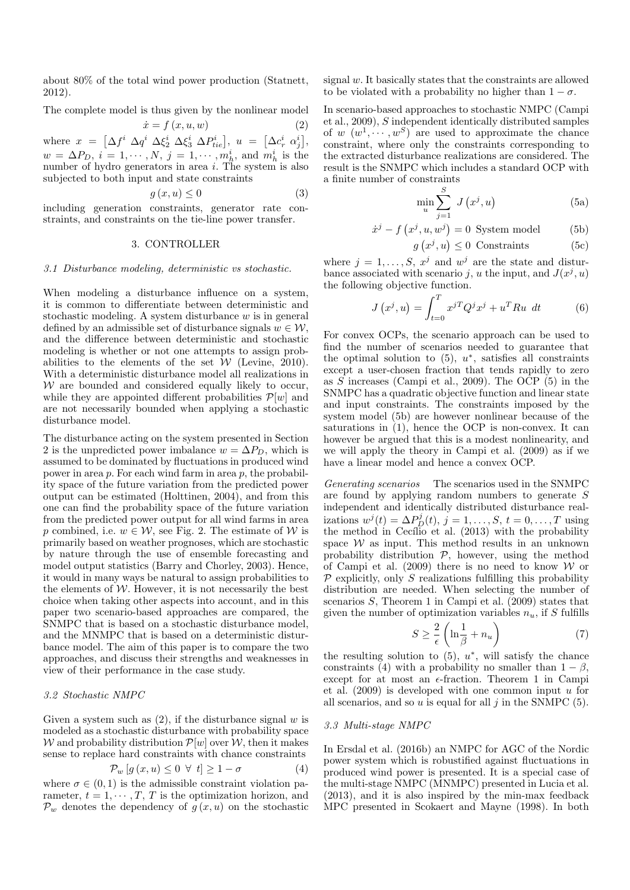about 80% of the total wind power production (Statnett, 2012).

The complete model is thus given by the nonlinear model

$$\dot{x} = f(x, u, w) \tag{2}$$

where $x = \begin{bmatrix} \Delta f^i & \Delta q^i & \Delta \xi_2^i & \Delta \xi_3^i & \Delta P_{tie}^i \end{bmatrix}$, $u = \begin{bmatrix} \Delta c_r^i & \alpha_j^i \end{bmatrix}$, $w = \Delta P_D$, $i = 1, \cdots, N$, $j = 1, \cdots, m_h^i$, and $m_h^i$ is the number of hydro generators in area $i$. The system is also subjected to both input and state constraints

$$g(x, u) \leq 0 \tag{3}$$

including generation constraints, generator rate constraints, and constraints on the tie-line power transfer.

## 3. CONTROLLER

### 3.1 Disturbance modeling, deterministic vs stochastic.

When modeling a disturbance influence on a system, it is common to differentiate between deterministic and stochastic modeling. A system disturbance $w$ is in general defined by an admissible set of disturbance signals $w \in \mathcal{W}$, and the difference between deterministic and stochastic modeling is whether or not one attempts to assign probabilities to the elements of the set $\mathcal{W}$ (Levine, 2010). With a deterministic disturbance model all realizations in $\mathcal{W}$ are bounded and considered equally likely to occur, while they are appointed different probabilities $\mathcal{P}[w]$ and are not necessarily bounded when applying a stochastic disturbance model.

The disturbance acting on the system presented in Section 2 is the unpredicted power imbalance $w = \Delta P_D$, which is assumed to be dominated by fluctuations in produced wind power in area $p$. For each wind farm in area $p$, the probability space of the future variation from the predicted power output can be estimated (Holttinen, 2004), and from this one can find the probability space of the future variation from the predicted power output for all wind farms in area $p$ combined, i.e. $w \in \mathcal{W}$, see Fig. 2. The estimate of $\mathcal{W}$ is primarily based on weather prognoses, which are stochastic by nature through the use of ensemble forecasting and model output statistics (Barry and Chorley, 2003). Hence, it would in many ways be natural to assign probabilities to the elements of $\mathcal{W}$. However, it is not necessarily the best choice when taking other aspects into account, and in this paper two scenario-based approaches are compared, the SNMPC that is based on a stochastic disturbance model, and the MNMPC that is based on a deterministic disturbance model. The aim of this paper is to compare the two approaches, and discuss their strengths and weaknesses in view of their performance in the case study.

### 3.2 Stochastic NMPC

Given a system such as (2), if the disturbance signal $w$ is modeled as a stochastic disturbance with probability space $\mathcal{W}$ and probability distribution $\mathcal{P}[w]$ over $\mathcal{W}$, then it makes sense to replace hard constraints with chance constraints

$$\mathcal{P}_w\left[g(x, u) \leq 0 \;\; \forall \;\; t\right] \geq 1 - \sigma \tag{4}$$

where $\sigma \in (0, 1)$ is the admissible constraint violation parameter, $t = 1, \cdots, T$, $T$ is the optimization horizon, and $\mathcal{P}_w$ denotes the dependency of $g(x, u)$ on the stochastic signal $w$. It basically states that the constraints are allowed to be violated with a probability no higher than $1 - \sigma$.

In scenario-based approaches to stochastic NMPC (Campi et al., 2009), $S$ independent identically distributed samples of $w$ $(w^1, \cdots, w^S)$ are used to approximate the chance constraint, where only the constraints corresponding to the extracted disturbance realizations are considered. The result is the SNMPC which includes a standard OCP with a finite number of constraints

$$\min_u \sum_{j=1}^{S} J\left(x^j, u\right) \tag{5a}$$

$$\dot{x}^j - f\left(x^j, u, w^j\right) = 0 \;\; \text{System model} \tag{5b}$$

$$g\left(x^j, u\right) \leq 0 \;\; \text{Constraints} \tag{5c}$$

where $j = 1, \ldots, S$, $x^j$ and $w^j$ are the state and disturbance associated with scenario $j$, $u$ the input, and $J(x^j, u)$ the following objective function.

$$J\left(x^j, u\right) = \int_{t=0}^{T} x^{jT} Q^j x^j + u^T R u \;\; dt \tag{6}$$

For convex OCPs, the scenario approach can be used to find the number of scenarios needed to guarantee that the optimal solution to (5), $u^*$, satisfies all constraints except a user-chosen fraction that tends rapidly to zero as $S$ increases (Campi et al., 2009). The OCP (5) in the SNMPC has a quadratic objective function and linear state and input constraints. The constraints imposed by the system model (5b) are however nonlinear because of the saturations in (1), hence the OCP is non-convex. It can however be argued that this is a modest nonlinearity, and we will apply the theory in Campi et al. (2009) as if we have a linear model and hence a convex OCP.

*Generating scenarios* The scenarios used in the SNMPC are found by applying random numbers to generate $S$ independent and identically distributed disturbance realizations $w^j(t) = \Delta P_D^j(t)$, $j = 1, \ldots, S$, $t = 0, \ldots, T$ using the method in Cecílio et al. (2013) with the probability space $\mathcal{W}$ as input. This method results in an unknown probability distribution $\mathcal{P}$, however, using the method of Campi et al. (2009) there is no need to know $\mathcal{W}$ or $\mathcal{P}$ explicitly, only $S$ realizations fulfilling this probability distribution are needed. When selecting the number of scenarios $S$, Theorem 1 in Campi et al. (2009) states that given the number of optimization variables $n_u$, if $S$ fulfills

$$S \geq \frac{2}{\epsilon}\left(\ln\frac{1}{\beta} + n_u\right) \tag{7}$$

the resulting solution to (5), $u^*$, will satisfy the chance constraints (4) with a probability no smaller than $1 - \beta$, except for at most an $\epsilon$-fraction. Theorem 1 in Campi et al. (2009) is developed with one common input $u$ for all scenarios, and so $u$ is equal for all $j$ in the SNMPC (5).

### 3.3 Multi-stage NMPC

In Ersdal et al. (2016b) an NMPC for AGC of the Nordic power system which is robustified against fluctuations in produced wind power is presented. It is a special case of the multi-stage NMPC (MNMPC) presented in Lucia et al. (2013), and it is also inspired by the min-max feedback MPC presented in Scokaert and Mayne (1998). In both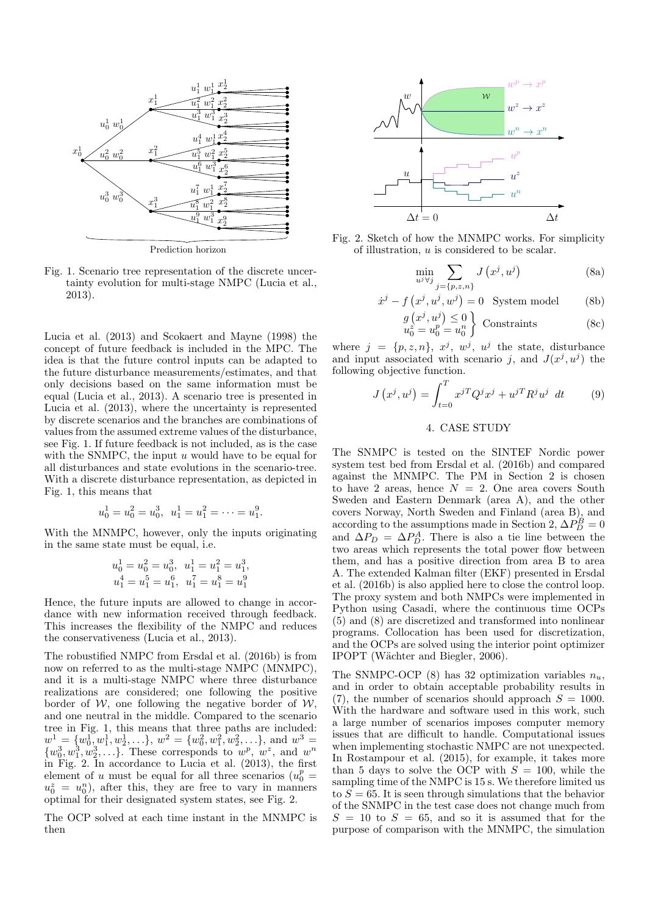Fig. 1. Scenario tree representation of the discrete uncertainty evolution for multi-stage NMPC (Lucia et al., 2013).

Lucia et al. (2013) and Scokaert and Mayne (1998) the concept of future feedback is included in the MPC. The idea is that the future control inputs can be adapted to the future disturbance measurements/estimates, and that only decisions based on the same information must be equal (Lucia et al., 2013). A scenario tree is presented in Lucia et al. (2013), where the uncertainty is represented by discrete scenarios and the branches are combinations of values from the assumed extreme values of the disturbance, see Fig. 1. If future feedback is not included, as is the case with the SNMPC, the input $u$ would have to be equal for all disturbances and state evolutions in the scenario-tree. With a discrete disturbance representation, as depicted in Fig. 1, this means that

$$u_0^1 = u_0^2 = u_0^3,\;\; u_1^1 = u_1^2 = \cdots = u_1^9.$$

With the MNMPC, however, only the inputs originating in the same state must be equal, i.e.

$$u_0^1 = u_0^2 = u_0^3,\;\; u_1^1 = u_1^2 = u_1^3,$$
$$u_1^4 = u_1^5 = u_1^6,\;\; u_1^7 = u_1^8 = u_1^9$$

Hence, the future inputs are allowed to change in accordance with new information received through feedback. This increases the flexibility of the NMPC and reduces the conservativeness (Lucia et al., 2013).

The robustified NMPC from Ersdal et al. (2016b) is from now on referred to as the multi-stage NMPC (MNMPC), and it is a multi-stage NMPC where three disturbance realizations are considered; one following the positive border of $\mathcal{W}$, one following the negative border of $\mathcal{W}$, and one neutral in the middle. Compared to the scenario tree in Fig. 1, this means that three paths are included: $w^1 = \{w_0^1, w_1^1, w_2^1, \ldots\}$, $w^2 = \{w_0^2, w_1^2, w_2^2, \ldots\}$, and $w^3 = \{w_0^3, w_1^3, w_2^3, \ldots\}$. These corresponds to $w^p$, $w^z$, and $w^n$ in Fig. 2. In accordance to Lucia et al. (2013), the first element of $u$ must be equal for all three scenarios ($u_0^p = u_0^z = u_0^n$), after this, they are free to vary in manners optimal for their designated system states, see Fig. 2.

The OCP solved at each time instant in the MNMPC is then

Fig. 2. Sketch of how the MNMPC works. For simplicity of illustration, $u$ is considered to be scalar.

$$\min_{u^j \forall j} \sum_{j=\{p,z,n\}} J\left(x^j, u^j\right) \tag{8a}$$

$$\dot{x}^j - f\left(x^j, u^j, w^j\right) = 0 \quad \text{System model} \tag{8b}$$

$$\left.\begin{array}{l} g\left(x^j, u^j\right) \leq 0 \\ u_0^z = u_0^p = u_0^n \end{array}\right\} \text{Constraints} \tag{8c}$$

where $j = \{p, z, n\}$, $x^j$, $w^j$, $u^j$ the state, disturbance and input associated with scenario $j$, and $J(x^j, u^j)$ the following objective function.

$$J\left(x^j, u^j\right) = \int_{t=0}^{T} x^{jT} Q^j x^j + u^{jT} R^j u^j \;\, dt \tag{9}$$

## 4. CASE STUDY

The SNMPC is tested on the SINTEF Nordic power system test bed from Ersdal et al. (2016b) and compared against the MNMPC. The PM in Section 2 is chosen to have 2 areas, hence $N = 2$. One area covers South Sweden and Eastern Denmark (area A), and the other covers Norway, North Sweden and Finland (area B), and according to the assumptions made in Section 2, $\Delta P_D^B = 0$ and $\Delta P_D = \Delta P_D^A$. There is also a tie line between the two areas which represents the total power flow between them, and has a positive direction from area B to area A. The extended Kalman filter (EKF) presented in Ersdal et al. (2016b) is also applied here to close the control loop. The proxy system and both NMPCs were implemented in Python using Casadi, where the continuous time OCPs (5) and (8) are discretized and transformed into nonlinear programs. Collocation has been used for discretization, and the OCPs are solved using the interior point optimizer IPOPT (Wächter and Biegler, 2006).

The SNMPC-OCP (8) has 32 optimization variables $n_u$, and in order to obtain acceptable probability results in (7), the number of scenarios should approach $S = 1000$. With the hardware and software used in this work, such a large number of scenarios imposes computer memory issues that are difficult to handle. Computational issues when implementing stochastic NMPC are not unexpected. In Rostampour et al. (2015), for example, it takes more than 5 days to solve the OCP with $S = 100$, while the sampling time of the NMPC is 15 s. We therefore limited us to $S = 65$. It is seen through simulations that the behavior of the SNMPC in the test case does not change much from $S = 10$ to $S = 65$, and so it is assumed that for the purpose of comparison with the MNMPC, the simulation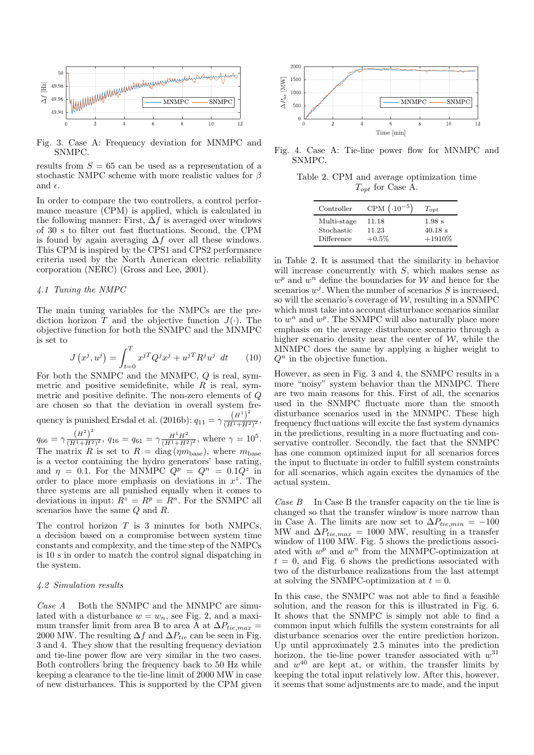Fig. 3. Case A: Frequency deviation for MNMPC and SNMPC.

Fig. 4. Case A: Tie-line power flow for MNMPC and SNMPC.

results from $S = 65$ can be used as a representation of a stochastic NMPC scheme with more realistic values for $\beta$ and $\epsilon$.

In order to compare the two controllers, a control performance measure (CPM) is applied, which is calculated in the following manner: First, $\Delta f$ is averaged over windows of 30 s to filter out fast fluctuations. Second, the CPM is found by again averaging $\Delta f$ over all these windows. This CPM is inspired by the CPS1 and CPS2 performance criteria used by the North American electric reliability corporation (NERC) (Gross and Lee, 2001).

### 4.1 Tuning the NMPC

The main tuning variables for the NMPCs are the prediction horizon $T$ and the objective function $J(\cdot)$. The objective function for both the SNMPC and the MNMPC is set to

$$J\left(x^j, u^j\right) = \int_{t=0}^{T} x^{jT} Q^j x^j + u^{jT} R^j u^j \ dt \qquad (10)$$

For both the SNMPC and the MNMPC, $Q$ is real, symmetric and positive semidefinite, while $R$ is real, symmetric and positive definite. The non-zero elements of $Q$ are chosen so that the deviation in overall system frequency is punished Ersdal et al. (2016b): $q_{11} = \gamma \frac{\left(H^1\right)^2}{(H^1+H^2)^2}$, $q_{66} = \gamma \frac{\left(H^2\right)^2}{(H^1+H^2)^2}$, $q_{16} = q_{61} = \gamma \frac{H^1 H^2}{(H^1+H^2)^2}$, where $\gamma = 10^5$. The matrix $R$ is set to $R = \text{diag}\left(\eta m_{\text{base}}\right)$, where $m_{\text{base}}$ is a vector containing the hydro generators' base rating, and $\eta = 0.1$. For the MNMPC $Q^p = Q^n = 0.1 Q^z$ in order to place more emphasis on deviations in $x^z$. The three systems are all punished equally when it comes to deviations in input: $R^z = R^p = R^n$. For the SNMPC all scenarios have the same $Q$ and $R$.

The control horizon $T$ is 3 minutes for both NMPCs, a decision based on a compromise between system time constants and complexity, and the time step of the NMPCs is 10 s in order to match the control signal dispatching in the system.

### 4.2 Simulation results

*Case A* Both the SNMPC and the MNMPC are simulated with a disturbance $w = w_n$, see Fig. 2, and a maximum transfer limit from area B to area A at $\Delta P_{tie,max} =$ 2000 MW. The resulting $\Delta f$ and $\Delta P_{tie}$ can be seen in Fig. 3 and 4. They show that the resulting frequency deviation and tie-line power flow are very similar in the two cases. Both controllers bring the frequency back to 50 Hz while keeping a clearance to the tie-line limit of 2000 MW in case of new disturbances. This is supported by the CPM given in Table 2. It is assumed that the similarity in behavior will increase concurrently with $S$, which makes sense as $w^p$ and $w^n$ define the boundaries for $\mathcal{W}$ and hence for the scenarios $w^j$. When the number of scenarios $S$ is increased, so will the scenario's coverage of $\mathcal{W}$, resulting in a SNMPC which must take into account disturbance scenarios similar to $w^n$ and $w^p$. The SNMPC will also naturally place more emphasis on the average disturbance scenario through a higher scenario density near the center of $\mathcal{W}$, while the MNMPC does the same by applying a higher weight to $Q^n$ in the objective function.

Table 2. CPM and average optimization time $T_{opt}$ for Case A.

| Controller | CPM $\left(\cdot 10^{-5}\right)$ | $T_{opt}$ |
|---|---|---|
| Multi-stage | 11.18 | 1.98 s |
| Stochastic | 11.23 | 40.18 s |
| Difference | +0.5% | +1910% |

However, as seen in Fig. 3 and 4, the SNMPC results in a more "noisy" system behavior than the MNMPC. There are two main reasons for this. First of all, the scenarios used in the SNMPC fluctuate more than the smooth disturbance scenarios used in the MNMPC. These high frequency fluctuations will excite the fast system dynamics in the predictions, resulting in a more fluctuating and conservative controller. Secondly, the fact that the SNMPC has one common optimized input for all scenarios forces the input to fluctuate in order to fulfill system constraints for all scenarios, which again excites the dynamics of the actual system.

*Case B* In Case B the transfer capacity on the tie line is changed so that the transfer window is more narrow than in Case A. The limits are now set to $\Delta P_{tie,min} = -100$ MW and $\Delta P_{tie,max} = 1000$ MW, resulting in a transfer window of 1100 MW. Fig. 5 shows the predictions associated with $w^p$ and $w^n$ from the MNMPC-optimization at $t = 0$, and Fig. 6 shows the predictions associated with two of the disturbance realizations from the last attempt at solving the SNMPC-optimization at $t = 0$.

In this case, the SNMPC was not able to find a feasible solution, and the reason for this is illustrated in Fig. 6. It shows that the SNMPC is simply not able to find a common input which fulfills the system constraints for all disturbance scenarios over the entire prediction horizon. Up until approximately 2.5 minutes into the prediction horizon, the tie-line power transfer associated with $w^{31}$ and $w^{40}$ are kept at, or within, the transfer limits by keeping the total input relatively low. After this, however, it seems that some adjustments are to made, and the input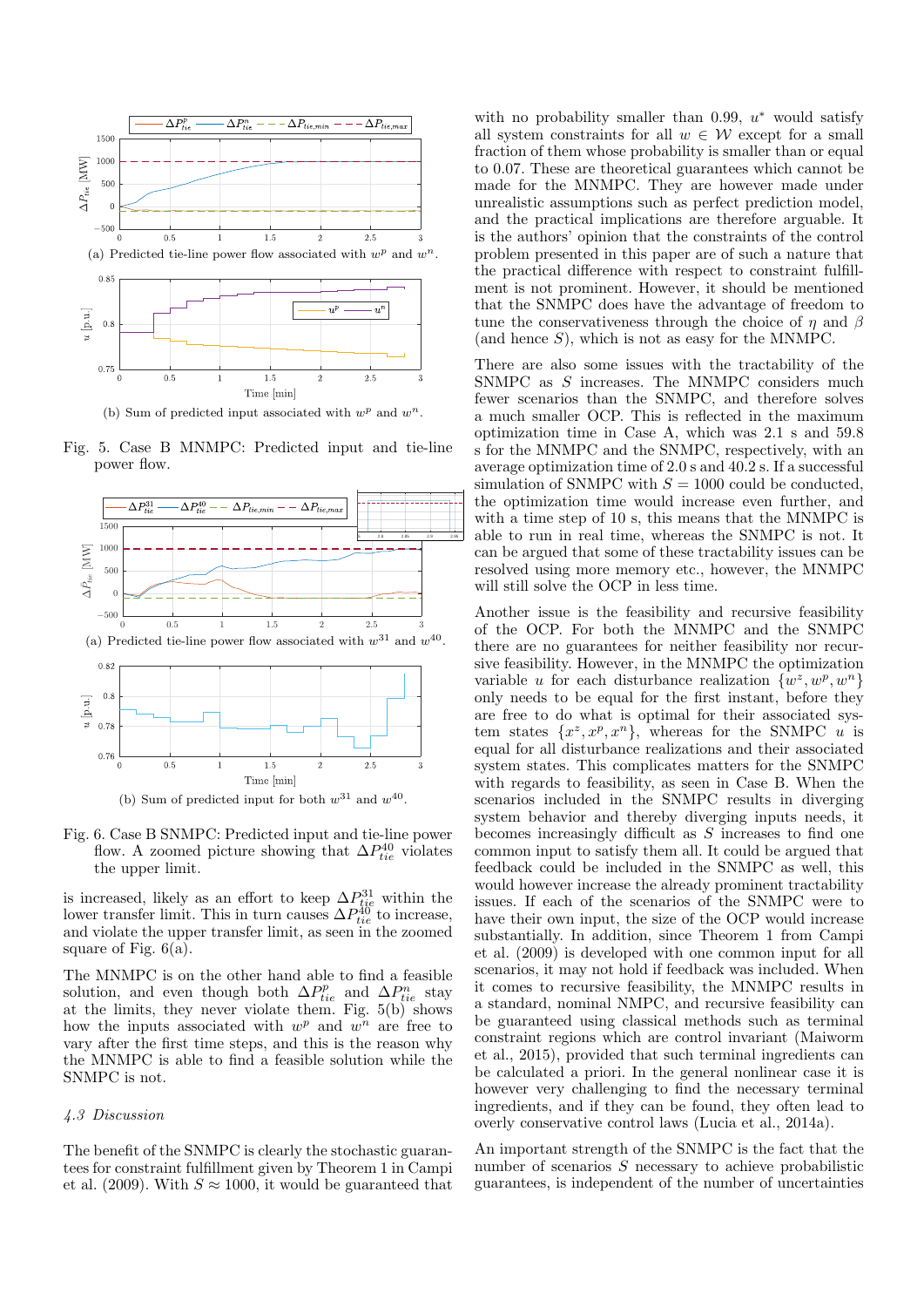(a) Predicted tie-line power flow associated with $w^p$ and $w^n$.

(b) Sum of predicted input associated with $w^p$ and $w^n$.

Fig. 5. Case B MNMPC: Predicted input and tie-line power flow.

(a) Predicted tie-line power flow associated with $w^{31}$ and $w^{40}$.

(b) Sum of predicted input for both $w^{31}$ and $w^{40}$.

Fig. 6. Case B SNMPC: Predicted input and tie-line power flow. A zoomed picture showing that $\Delta P_{tie}^{40}$ violates the upper limit.

is increased, likely as an effort to keep $\Delta P_{tie}^{31}$ within the lower transfer limit. This in turn causes $\Delta P_{tie}^{40}$ to increase, and violate the upper transfer limit, as seen in the zoomed square of Fig. 6(a).

The MNMPC is on the other hand able to find a feasible solution, and even though both $\Delta P_{tie}^{p}$ and $\Delta P_{tie}^{n}$ stay at the limits, they never violate them. Fig. 5(b) shows how the inputs associated with $w^p$ and $w^n$ are free to vary after the first time steps, and this is the reason why the MNMPC is able to find a feasible solution while the SNMPC is not.

### 4.3 Discussion

The benefit of the SNMPC is clearly the stochastic guarantees for constraint fulfillment given by Theorem 1 in Campi et al. (2009). With $S \approx 1000$, it would be guaranteed that with no probability smaller than 0.99, $u^*$ would satisfy all system constraints for all $w \in \mathcal{W}$ except for a small fraction of them whose probability is smaller than or equal to 0.07. These are theoretical guarantees which cannot be made for the MNMPC. They are however made under unrealistic assumptions such as perfect prediction model, and the practical implications are therefore arguable. It is the authors' opinion that the constraints of the control problem presented in this paper are of such a nature that the practical difference with respect to constraint fulfillment is not prominent. However, it should be mentioned that the SNMPC does have the advantage of freedom to tune the conservativeness through the choice of $\eta$ and $\beta$ (and hence $S$), which is not as easy for the MNMPC.

There are also some issues with the tractability of the SNMPC as $S$ increases. The MNMPC considers much fewer scenarios than the SNMPC, and therefore solves a much smaller OCP. This is reflected in the maximum optimization time in Case A, which was 2.1 s and 59.8 s for the MNMPC and the SNMPC, respectively, with an average optimization time of 2.0 s and 40.2 s. If a successful simulation of SNMPC with $S = 1000$ could be conducted, the optimization time would increase even further, and with a time step of 10 s, this means that the MNMPC is able to run in real time, whereas the SNMPC is not. It can be argued that some of these tractability issues can be resolved using more memory etc., however, the MNMPC will still solve the OCP in less time.

Another issue is the feasibility and recursive feasibility of the OCP. For both the MNMPC and the SNMPC there are no guarantees for neither feasibility nor recursive feasibility. However, in the MNMPC the optimization variable $u$ for each disturbance realization $\{w^z, w^p, w^n\}$ only needs to be equal for the first instant, before they are free to do what is optimal for their associated system states $\{x^z, x^p, x^n\}$, whereas for the SNMPC $u$ is equal for all disturbance realizations and their associated system states. This complicates matters for the SNMPC with regards to feasibility, as seen in Case B. When the scenarios included in the SNMPC results in diverging system behavior and thereby diverging inputs needs, it becomes increasingly difficult as $S$ increases to find one common input to satisfy them all. It could be argued that feedback could be included in the SNMPC as well, this would however increase the already prominent tractability issues. If each of the scenarios of the SNMPC were to have their own input, the size of the OCP would increase substantially. In addition, since Theorem 1 from Campi et al. (2009) is developed with one common input for all scenarios, it may not hold if feedback was included. When it comes to recursive feasibility, the MNMPC results in a standard, nominal NMPC, and recursive feasibility can be guaranteed using classical methods such as terminal constraint regions which are control invariant (Maiworm et al., 2015), provided that such terminal ingredients can be calculated a priori. In the general nonlinear case it is however very challenging to find the necessary terminal ingredients, and if they can be found, they often lead to overly conservative control laws (Lucia et al., 2014a).

An important strength of the SNMPC is the fact that the number of scenarios $S$ necessary to achieve probabilistic guarantees, is independent of the number of uncertainties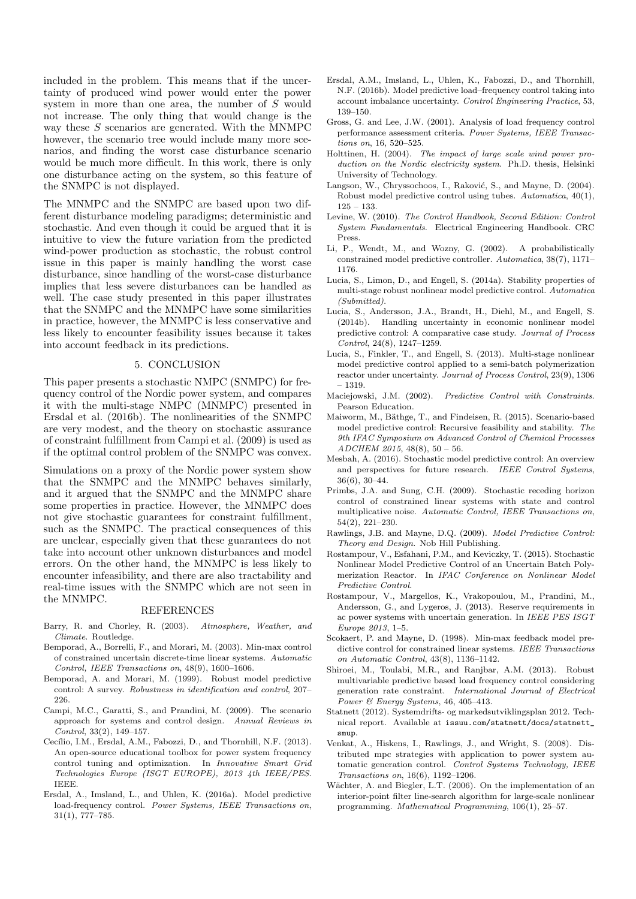included in the problem. This means that if the uncertainty of produced wind power would enter the power system in more than one area, the number of $S$ would not increase. The only thing that would change is the way these $S$ scenarios are generated. With the MNMPC however, the scenario tree would include many more scenarios, and finding the worst case disturbance scenario would be much more difficult. In this work, there is only one disturbance acting on the system, so this feature of the SNMPC is not displayed.

The MNMPC and the SNMPC are based upon two different disturbance modeling paradigms; deterministic and stochastic. And even though it could be argued that it is intuitive to view the future variation from the predicted wind-power production as stochastic, the robust control issue in this paper is mainly handling the worst case disturbance, since handling of the worst-case disturbance implies that less severe disturbances can be handled as well. The case study presented in this paper illustrates that the SNMPC and the MNMPC have some similarities in practice, however, the MNMPC is less conservative and less likely to encounter feasibility issues because it takes into account feedback in its predictions.

## 5. CONCLUSION

This paper presents a stochastic NMPC (SNMPC) for frequency control of the Nordic power system, and compares it with the multi-stage NMPC (MNMPC) presented in Ersdal et al. (2016b). The nonlinearities of the SNMPC are very modest, and the theory on stochastic assurance of constraint fulfillment from Campi et al. (2009) is used as if the optimal control problem of the SNMPC was convex.

Simulations on a proxy of the Nordic power system show that the SNMPC and the MNMPC behaves similarly, and it argued that the SNMPC and the MNMPC share some properties in practice. However, the MNMPC does not give stochastic guarantees for constraint fulfillment, such as the SNMPC. The practical consequences of this are unclear, especially given that these guarantees do not take into account other unknown disturbances and model errors. On the other hand, the MNMPC is less likely to encounter infeasibility, and there are also tractability and real-time issues with the SNMPC which are not seen in the MNMPC.

## REFERENCES

Barry, R. and Chorley, R. (2003). *Atmosphere, Weather, and Climate*. Routledge.

Bemporad, A., Borrelli, F., and Morari, M. (2003). Min-max control of constrained uncertain discrete-time linear systems. *Automatic Control, IEEE Transactions on*, 48(9), 1600–1606.

Bemporad, A. and Morari, M. (1999). Robust model predictive control: A survey. *Robustness in identification and control*, 207–226.

Campi, M.C., Garatti, S., and Prandini, M. (2009). The scenario approach for systems and control design. *Annual Reviews in Control*, 33(2), 149–157.

Cecílio, I.M., Ersdal, A.M., Fabozzi, D., and Thornhill, N.F. (2013). An open-source educational toolbox for power system frequency control tuning and optimization. In *Innovative Smart Grid Technologies Europe (ISGT EUROPE), 2013 4th IEEE/PES*. IEEE.

Ersdal, A., Imsland, L., and Uhlen, K. (2016a). Model predictive load-frequency control. *Power Systems, IEEE Transactions on*, 31(1), 777–785.

Ersdal, A.M., Imsland, L., Uhlen, K., Fabozzi, D., and Thornhill, N.F. (2016b). Model predictive load–frequency control taking into account imbalance uncertainty. *Control Engineering Practice*, 53, 139–150.

Gross, G. and Lee, J.W. (2001). Analysis of load frequency control performance assessment criteria. *Power Systems, IEEE Transactions on*, 16, 520–525.

Holttinen, H. (2004). *The impact of large scale wind power production on the Nordic electricity system*. Ph.D. thesis, Helsinki University of Technology.

Langson, W., Chryssochoos, I., Raković, S., and Mayne, D. (2004). Robust model predictive control using tubes. *Automatica*, 40(1), 125 – 133.

Levine, W. (2010). *The Control Handbook, Second Edition: Control System Fundamentals*. Electrical Engineering Handbook. CRC Press.

Li, P., Wendt, M., and Wozny, G. (2002). A probabilistically constrained model predictive controller. *Automatica*, 38(7), 1171–1176.

Lucia, S., Limon, D., and Engell, S. (2014a). Stability properties of multi-stage robust nonlinear model predictive control. *Automatica (Submitted)*.

Lucia, S., Andersson, J.A., Brandt, H., Diehl, M., and Engell, S. (2014b). Handling uncertainty in economic nonlinear model predictive control: A comparative case study. *Journal of Process Control*, 24(8), 1247–1259.

Lucia, S., Finkler, T., and Engell, S. (2013). Multi-stage nonlinear model predictive control applied to a semi-batch polymerization reactor under uncertainty. *Journal of Process Control*, 23(9), 1306 – 1319.

Maciejowski, J.M. (2002). *Predictive Control with Constraints*. Pearson Education.

Maiworm, M., Bäthge, T., and Findeisen, R. (2015). Scenario-based model predictive control: Recursive feasibility and stability. *The 9th IFAC Symposium on Advanced Control of Chemical Processes ADCHEM 2015*, 48(8), 50 – 56.

Mesbah, A. (2016). Stochastic model predictive control: An overview and perspectives for future research. *IEEE Control Systems*, 36(6), 30–44.

Primbs, J.A. and Sung, C.H. (2009). Stochastic receding horizon control of constrained linear systems with state and control multiplicative noise. *Automatic Control, IEEE Transactions on*, 54(2), 221–230.

Rawlings, J.B. and Mayne, D.Q. (2009). *Model Predictive Control: Theory and Design*. Nob Hill Publishing.

Rostampour, V., Esfahani, P.M., and Keviczky, T. (2015). Stochastic Nonlinear Model Predictive Control of an Uncertain Batch Polymerization Reactor. In *IFAC Conference on Nonlinear Model Predictive Control*.

Rostampour, V., Margellos, K., Vrakopoulou, M., Prandini, M., Andersson, G., and Lygeros, J. (2013). Reserve requirements in ac power systems with uncertain generation. In *IEEE PES ISGT Europe 2013*, 1–5.

Scokaert, P. and Mayne, D. (1998). Min-max feedback model predictive control for constrained linear systems. *IEEE Transactions on Automatic Control*, 43(8), 1136–1142.

Shiroei, M., Toulabi, M.R., and Ranjbar, A.M. (2013). Robust multivariable predictive based load frequency control considering generation rate constraint. *International Journal of Electrical Power & Energy Systems*, 46, 405–413.

Statnett (2012). Systemdrifts- og markedsutviklingsplan 2012. Technical report. Available at `issuu.com/statnett/docs/statnett_smup`.

Venkat, A., Hiskens, I., Rawlings, J., and Wright, S. (2008). Distributed mpc strategies with application to power system automatic generation control. *Control Systems Technology, IEEE Transactions on*, 16(6), 1192–1206.

Wächter, A. and Biegler, L.T. (2006). On the implementation of an interior-point filter line-search algorithm for large-scale nonlinear programming. *Mathematical Programming*, 106(1), 25–57.